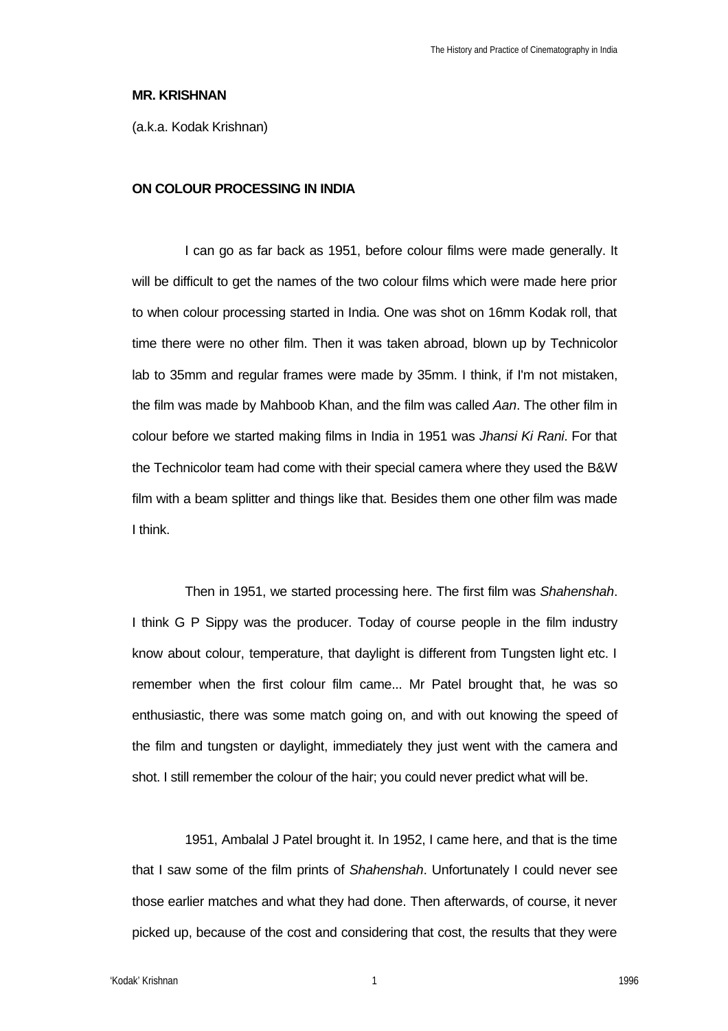**MR. KRISHNAN**

(a.k.a. Kodak Krishnan)

**ON COLOUR PROCESSING IN INDIA**

I can go as far back as 1951, before colour films were made generally. It will be difficult to get the names of the two colour films which were made here prior to when colour processing started in India. One was shot on 16mm Kodak roll, that time there were no other film. Then it was taken abroad, blown up by Technicolor lab to 35mm and regular frames were made by 35mm. I think, if I'm not mistaken, the film was made by Mahboob Khan, and the film was called *Aan*. The other film in colour before we started making films in India in 1951 was *Jhansi Ki Rani*. For that the Technicolor team had come with their special camera where they used the B&W film with a beam splitter and things like that. Besides them one other film was made I think.

Then in 1951, we started processing here. The first film was *Shahenshah*. I think G P Sippy was the producer. Today of course people in the film industry know about colour, temperature, that daylight is different from Tungsten light etc. I remember when the first colour film came... Mr Patel brought that, he was so enthusiastic, there was some match going on, and with out knowing the speed of the film and tungsten or daylight, immediately they just went with the camera and shot. I still remember the colour of the hair; you could never predict what will be.

1951, Ambalal J Patel brought it. In 1952, I came here, and that is the time that I saw some of the film prints of *Shahenshah*. Unfortunately I could never see those earlier matches and what they had done. Then afterwards, of course, it never picked up, because of the cost and considering that cost, the results that they were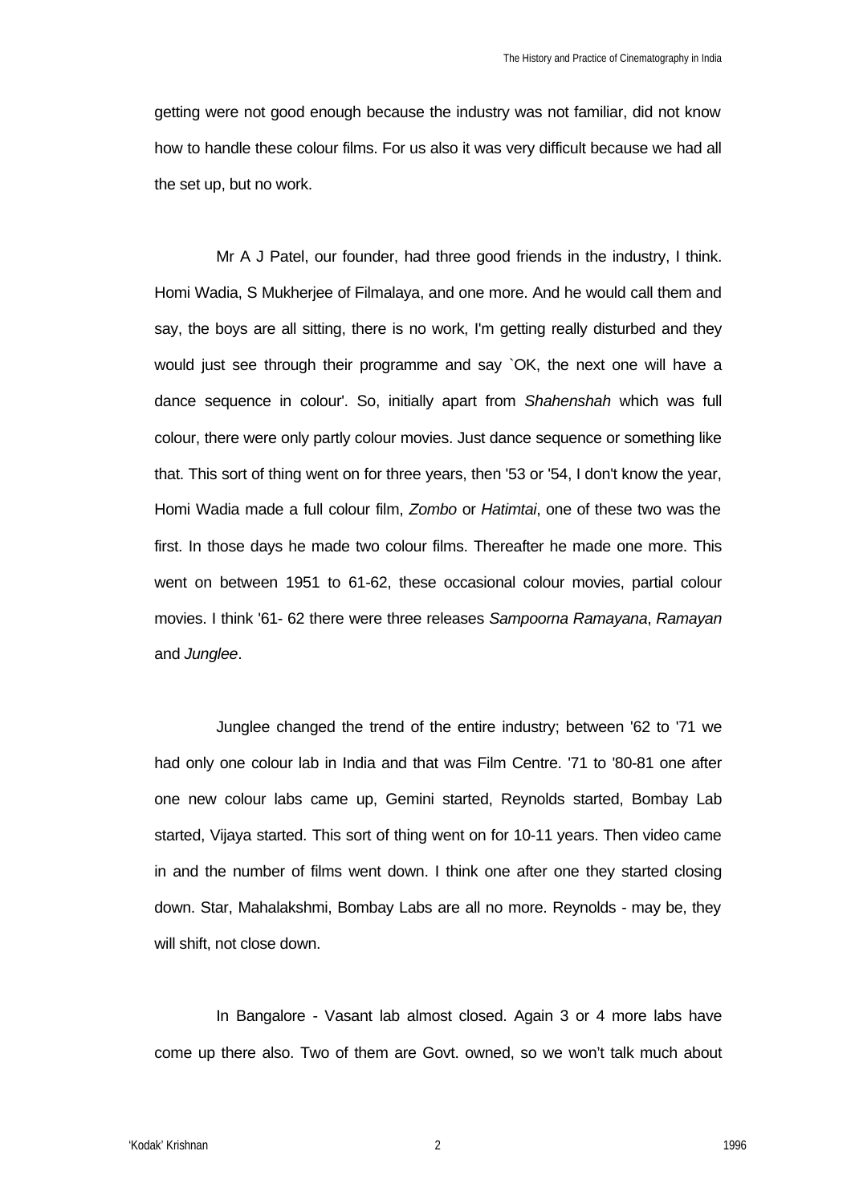getting were not good enough because the industry was not familiar, did not know how to handle these colour films. For us also it was very difficult because we had all the set up, but no work.

Mr A J Patel, our founder, had three good friends in the industry, I think. Homi Wadia, S Mukherjee of Filmalaya, and one more. And he would call them and say, the boys are all sitting, there is no work, I'm getting really disturbed and they would just see through their programme and say `OK, the next one will have a dance sequence in colour'. So, initially apart from *Shahenshah* which was full colour, there were only partly colour movies. Just dance sequence or something like that. This sort of thing went on for three years, then '53 or '54, I don't know the year, Homi Wadia made a full colour film, *Zombo* or *Hatimtai*, one of these two was the first. In those days he made two colour films. Thereafter he made one more. This went on between 1951 to 61-62, these occasional colour movies, partial colour movies. I think '61- 62 there were three releases *Sampoorna Ramayana*, *Ramayan* and *Junglee*.

Junglee changed the trend of the entire industry; between '62 to '71 we had only one colour lab in India and that was Film Centre. '71 to '80-81 one after one new colour labs came up, Gemini started, Reynolds started, Bombay Lab started, Vijaya started. This sort of thing went on for 10-11 years. Then video came in and the number of films went down. I think one after one they started closing down. Star, Mahalakshmi, Bombay Labs are all no more. Reynolds - may be, they will shift, not close down.

In Bangalore - Vasant lab almost closed. Again 3 or 4 more labs have come up there also. Two of them are Govt. owned, so we won't talk much about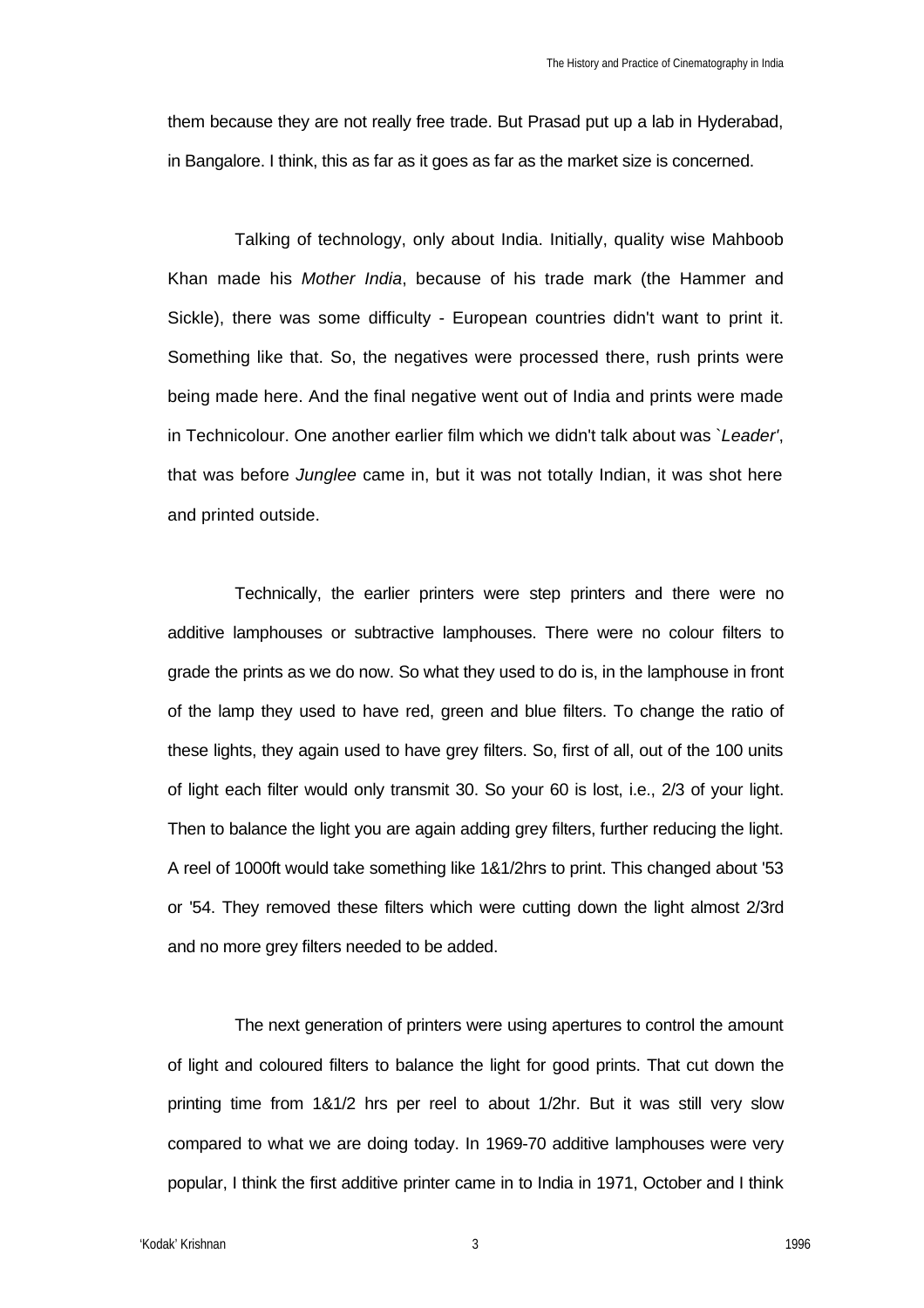them because they are not really free trade. But Prasad put up a lab in Hyderabad, in Bangalore. I think, this as far as it goes as far as the market size is concerned.

Talking of technology, only about India. Initially, quality wise Mahboob Khan made his *Mother India*, because of his trade mark (the Hammer and Sickle), there was some difficulty - European countries didn't want to print it. Something like that. So, the negatives were processed there, rush prints were being made here. And the final negative went out of India and prints were made in Technicolour. One another earlier film which we didn't talk about was *`Leader'*, that was before *Junglee* came in, but it was not totally Indian, it was shot here and printed outside.

Technically, the earlier printers were step printers and there were no additive lamphouses or subtractive lamphouses. There were no colour filters to grade the prints as we do now. So what they used to do is, in the lamphouse in front of the lamp they used to have red, green and blue filters. To change the ratio of these lights, they again used to have grey filters. So, first of all, out of the 100 units of light each filter would only transmit 30. So your 60 is lost, i.e., 2/3 of your light. Then to balance the light you are again adding grey filters, further reducing the light. A reel of 1000ft would take something like 1&1/2hrs to print. This changed about '53 or '54. They removed these filters which were cutting down the light almost 2/3rd and no more grey filters needed to be added.

The next generation of printers were using apertures to control the amount of light and coloured filters to balance the light for good prints. That cut down the printing time from 1&1/2 hrs per reel to about 1/2hr. But it was still very slow compared to what we are doing today. In 1969-70 additive lamphouses were very popular, I think the first additive printer came in to India in 1971, October and I think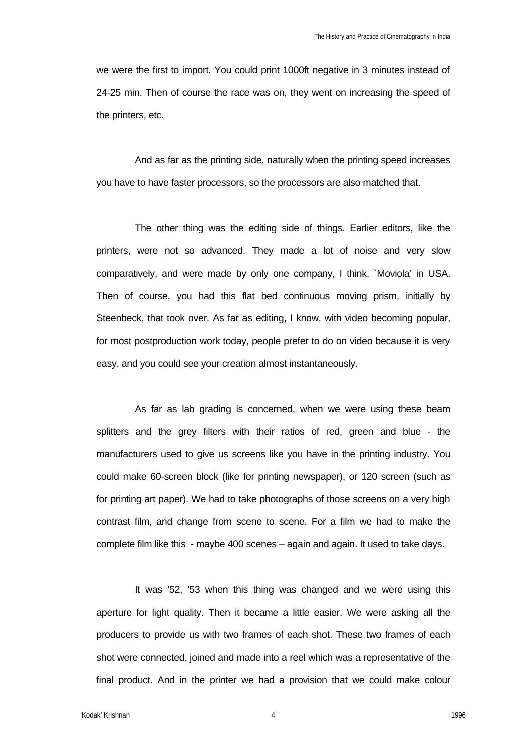we were the first to import. You could print 1000ft negative in 3 minutes instead of 24-25 min. Then of course the race was on, they went on increasing the speed of the printers, etc.

And as far as the printing side, naturally when the printing speed increases you have to have faster processors, so the processors are also matched that.

The other thing was the editing side of things. Earlier editors, like the printers, were not so advanced. They made a lot of noise and very slow comparatively, and were made by only one company, I think, `Moviola' in USA. Then of course, you had this flat bed continuous moving prism, initially by Steenbeck, that took over. As far as editing, I know, with video becoming popular, for most postproduction work today, people prefer to do on video because it is very easy, and you could see your creation almost instantaneously.

As far as lab grading is concerned, when we were using these beam splitters and the grey filters with their ratios of red, green and blue - the manufacturers used to give us screens like you have in the printing industry. You could make 60-screen block (like for printing newspaper), or 120 screen (such as for printing art paper). We had to take photographs of those screens on a very high contrast film, and change from scene to scene. For a film we had to make the complete film like this - maybe 400 scenes – again and again. It used to take days.

It was '52, '53 when this thing was changed and we were using this aperture for light quality. Then it became a little easier. We were asking all the producers to provide us with two frames of each shot. These two frames of each shot were connected, joined and made into a reel which was a representative of the final product. And in the printer we had a provision that we could make colour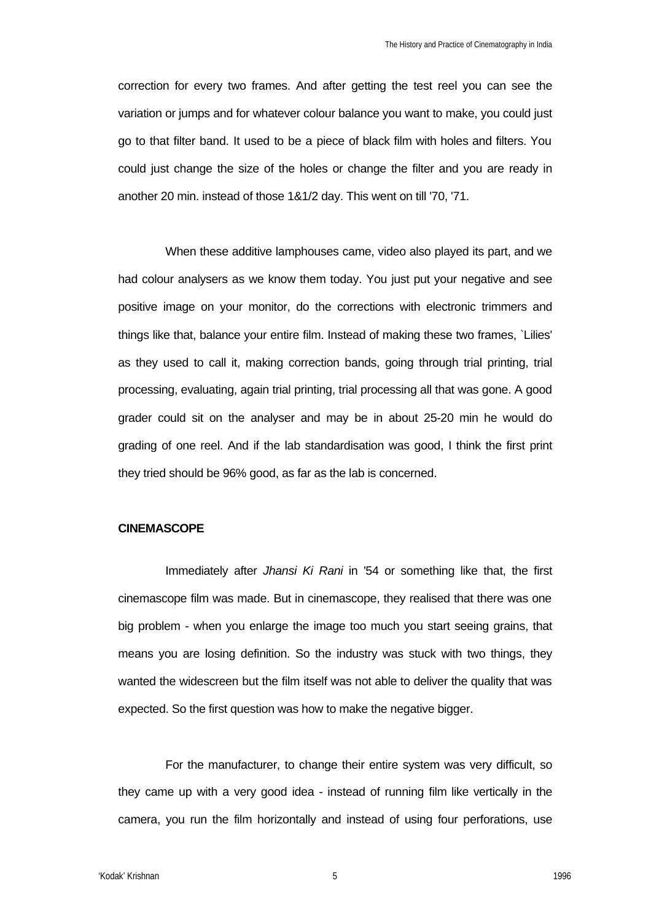correction for every two frames. And after getting the test reel you can see the variation or jumps and for whatever colour balance you want to make, you could just go to that filter band. It used to be a piece of black film with holes and filters. You could just change the size of the holes or change the filter and you are ready in another 20 min. instead of those 1&1/2 day. This went on till '70, '71.

When these additive lamphouses came, video also played its part, and we had colour analysers as we know them today. You just put your negative and see positive image on your monitor, do the corrections with electronic trimmers and things like that, balance your entire film. Instead of making these two frames, `Lilies' as they used to call it, making correction bands, going through trial printing, trial processing, evaluating, again trial printing, trial processing all that was gone. A good grader could sit on the analyser and may be in about 25-20 min he would do grading of one reel. And if the lab standardisation was good, I think the first print they tried should be 96% good, as far as the lab is concerned.

**CINEMASCOPE**

Immediately after *Jhansi Ki Rani* in '54 or something like that, the first cinemascope film was made. But in cinemascope, they realised that there was one big problem - when you enlarge the image too much you start seeing grains, that means you are losing definition. So the industry was stuck with two things, they wanted the widescreen but the film itself was not able to deliver the quality that was expected. So the first question was how to make the negative bigger.

For the manufacturer, to change their entire system was very difficult, so they came up with a very good idea - instead of running film like vertically in the camera, you run the film horizontally and instead of using four perforations, use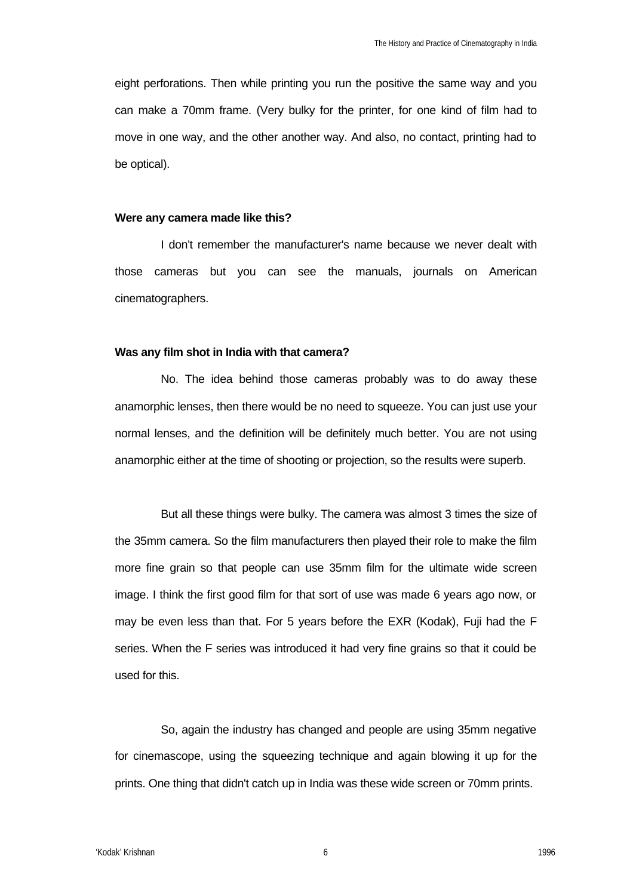eight perforations. Then while printing you run the positive the same way and you can make a 70mm frame. (Very bulky for the printer, for one kind of film had to move in one way, and the other another way. And also, no contact, printing had to be optical).

**Were any camera made like this?**

I don't remember the manufacturer's name because we never dealt with those cameras but you can see the manuals, journals on American cinematographers.

**Was any film shot in India with that camera?**

No. The idea behind those cameras probably was to do away these anamorphic lenses, then there would be no need to squeeze. You can just use your normal lenses, and the definition will be definitely much better. You are not using anamorphic either at the time of shooting or projection, so the results were superb.

But all these things were bulky. The camera was almost 3 times the size of the 35mm camera. So the film manufacturers then played their role to make the film more fine grain so that people can use 35mm film for the ultimate wide screen image. I think the first good film for that sort of use was made 6 years ago now, or may be even less than that. For 5 years before the EXR (Kodak), Fuji had the F series. When the F series was introduced it had very fine grains so that it could be used for this.

So, again the industry has changed and people are using 35mm negative for cinemascope, using the squeezing technique and again blowing it up for the prints. One thing that didn't catch up in India was these wide screen or 70mm prints.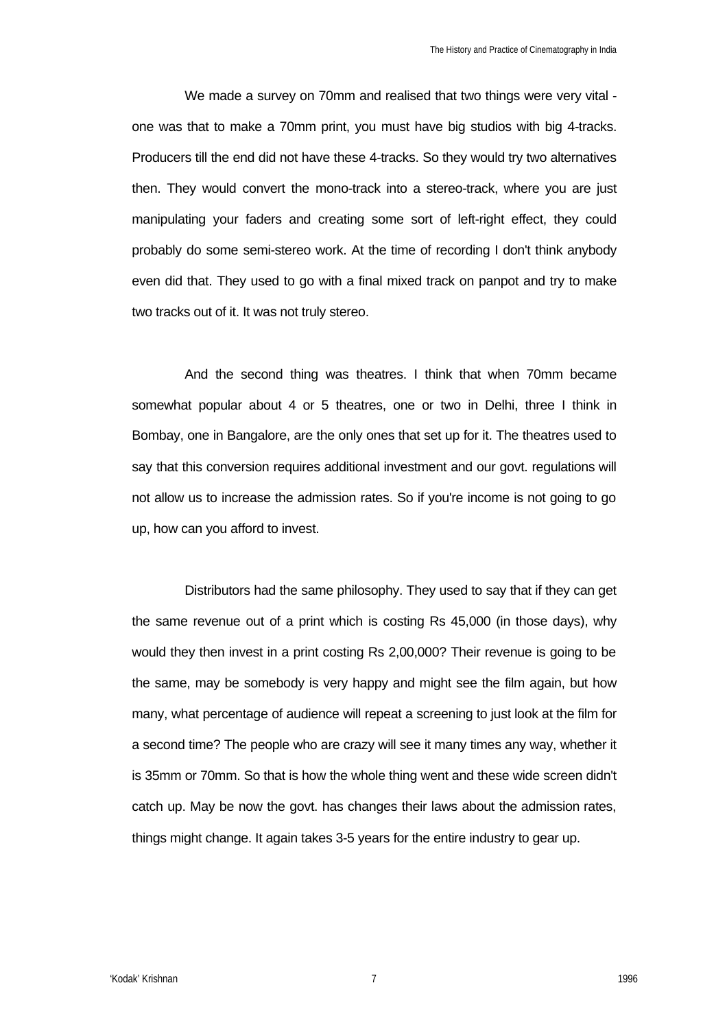We made a survey on 70mm and realised that two things were very vital - one was that to make a 70mm print, you must have big studios with big 4-tracks. Producers till the end did not have these 4-tracks. So they would try two alternatives then. They would convert the mono-track into a stereo-track, where you are just manipulating your faders and creating some sort of left-right effect, they could probably do some semi-stereo work. At the time of recording I don't think anybody even did that. They used to go with a final mixed track on panpot and try to make two tracks out of it. It was not truly stereo.

And the second thing was theatres. I think that when 70mm became somewhat popular about 4 or 5 theatres, one or two in Delhi, three I think in Bombay, one in Bangalore, are the only ones that set up for it. The theatres used to say that this conversion requires additional investment and our govt. regulations will not allow us to increase the admission rates. So if you're income is not going to go up, how can you afford to invest.

Distributors had the same philosophy. They used to say that if they can get the same revenue out of a print which is costing Rs 45,000 (in those days), why would they then invest in a print costing Rs 2,00,000? Their revenue is going to be the same, may be somebody is very happy and might see the film again, but how many, what percentage of audience will repeat a screening to just look at the film for a second time? The people who are crazy will see it many times any way, whether it is 35mm or 70mm. So that is how the whole thing went and these wide screen didn't catch up. May be now the govt. has changes their laws about the admission rates, things might change. It again takes 3-5 years for the entire industry to gear up.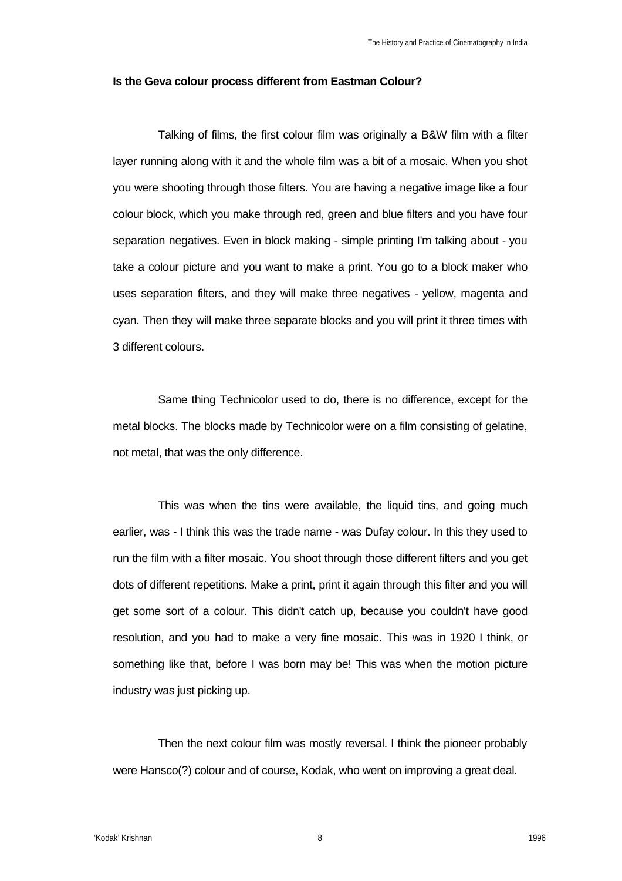**Is the Geva colour process different from Eastman Colour?**

Talking of films, the first colour film was originally a B&W film with a filter layer running along with it and the whole film was a bit of a mosaic. When you shot you were shooting through those filters. You are having a negative image like a four colour block, which you make through red, green and blue filters and you have four separation negatives. Even in block making - simple printing I'm talking about - you take a colour picture and you want to make a print. You go to a block maker who uses separation filters, and they will make three negatives - yellow, magenta and cyan. Then they will make three separate blocks and you will print it three times with 3 different colours.

Same thing Technicolor used to do, there is no difference, except for the metal blocks. The blocks made by Technicolor were on a film consisting of gelatine, not metal, that was the only difference.

This was when the tins were available, the liquid tins, and going much earlier, was - I think this was the trade name - was Dufay colour. In this they used to run the film with a filter mosaic. You shoot through those different filters and you get dots of different repetitions. Make a print, print it again through this filter and you will get some sort of a colour. This didn't catch up, because you couldn't have good resolution, and you had to make a very fine mosaic. This was in 1920 I think, or something like that, before I was born may be! This was when the motion picture industry was just picking up.

Then the next colour film was mostly reversal. I think the pioneer probably were Hansco(?) colour and of course, Kodak, who went on improving a great deal.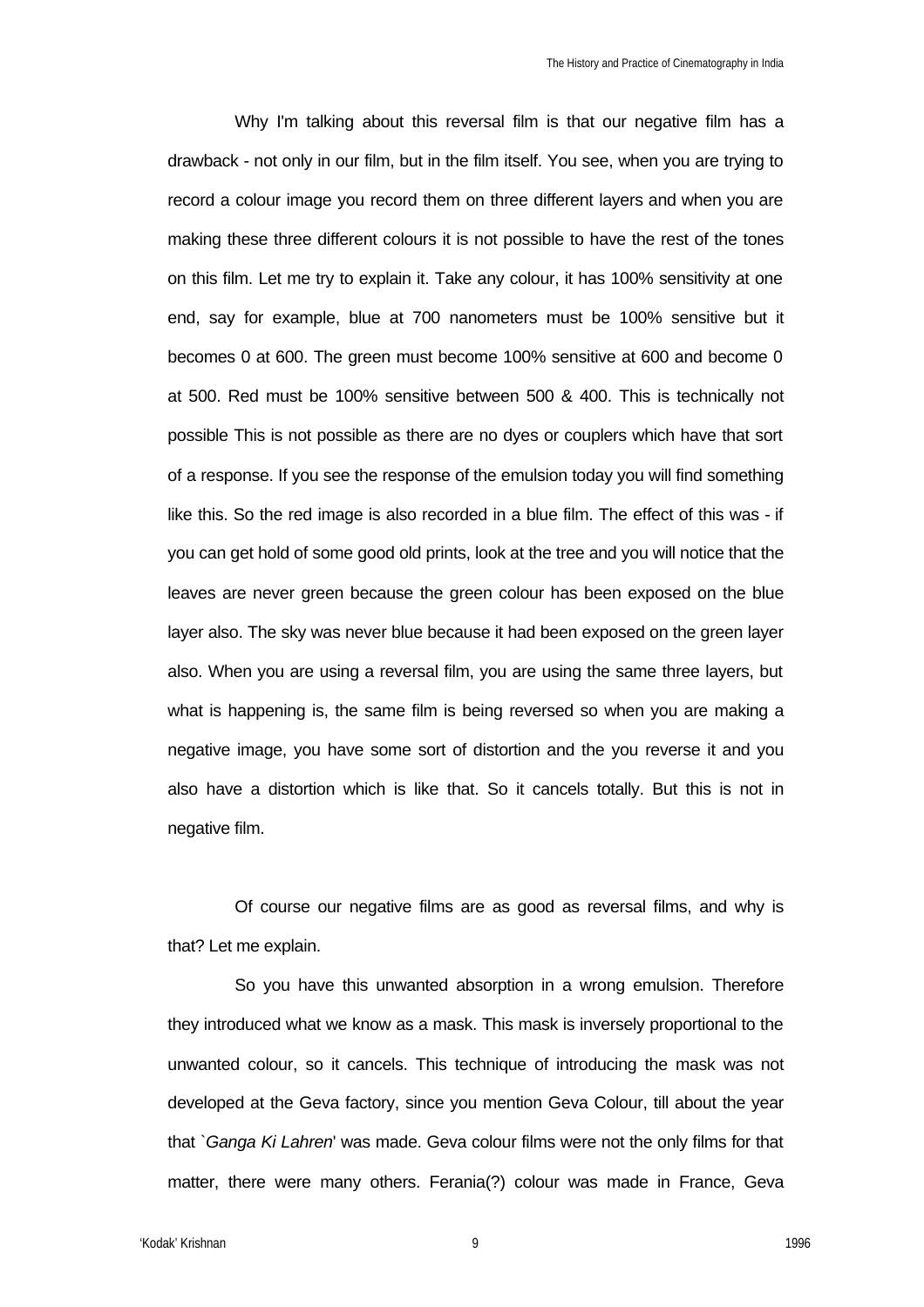Why I'm talking about this reversal film is that our negative film has a drawback - not only in our film, but in the film itself. You see, when you are trying to record a colour image you record them on three different layers and when you are making these three different colours it is not possible to have the rest of the tones on this film. Let me try to explain it. Take any colour, it has 100% sensitivity at one end, say for example, blue at 700 nanometers must be 100% sensitive but it becomes 0 at 600. The green must become 100% sensitive at 600 and become 0 at 500. Red must be 100% sensitive between 500 & 400. This is technically not possible This is not possible as there are no dyes or couplers which have that sort of a response. If you see the response of the emulsion today you will find something like this. So the red image is also recorded in a blue film. The effect of this was - if you can get hold of some good old prints, look at the tree and you will notice that the leaves are never green because the green colour has been exposed on the blue layer also. The sky was never blue because it had been exposed on the green layer also. When you are using a reversal film, you are using the same three layers, but what is happening is, the same film is being reversed so when you are making a negative image, you have some sort of distortion and the you reverse it and you also have a distortion which is like that. So it cancels totally. But this is not in negative film.

Of course our negative films are as good as reversal films, and why is that? Let me explain.

So you have this unwanted absorption in a wrong emulsion. Therefore they introduced what we know as a mask. This mask is inversely proportional to the unwanted colour, so it cancels. This technique of introducing the mask was not developed at the Geva factory, since you mention Geva Colour, till about the year that `*Ganga Ki Lahren*' was made. Geva colour films were not the only films for that matter, there were many others. Ferania(?) colour was made in France, Geva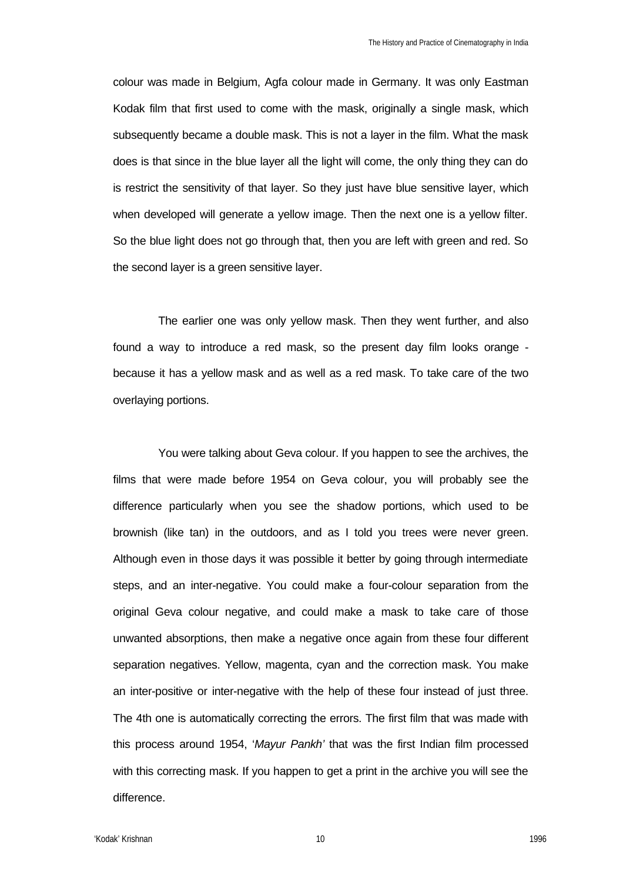colour was made in Belgium, Agfa colour made in Germany. It was only Eastman Kodak film that first used to come with the mask, originally a single mask, which subsequently became a double mask. This is not a layer in the film. What the mask does is that since in the blue layer all the light will come, the only thing they can do is restrict the sensitivity of that layer. So they just have blue sensitive layer, which when developed will generate a yellow image. Then the next one is a yellow filter. So the blue light does not go through that, then you are left with green and red. So the second layer is a green sensitive layer.

The earlier one was only yellow mask. Then they went further, and also found a way to introduce a red mask, so the present day film looks orange - because it has a yellow mask and as well as a red mask. To take care of the two overlaying portions.

You were talking about Geva colour. If you happen to see the archives, the films that were made before 1954 on Geva colour, you will probably see the difference particularly when you see the shadow portions, which used to be brownish (like tan) in the outdoors, and as I told you trees were never green. Although even in those days it was possible it better by going through intermediate steps, and an inter-negative. You could make a four-colour separation from the original Geva colour negative, and could make a mask to take care of those unwanted absorptions, then make a negative once again from these four different separation negatives. Yellow, magenta, cyan and the correction mask. You make an inter-positive or inter-negative with the help of these four instead of just three. The 4th one is automatically correcting the errors. The first film that was made with this process around 1954, '*Mayur Pankh'* that was the first Indian film processed with this correcting mask. If you happen to get a print in the archive you will see the difference.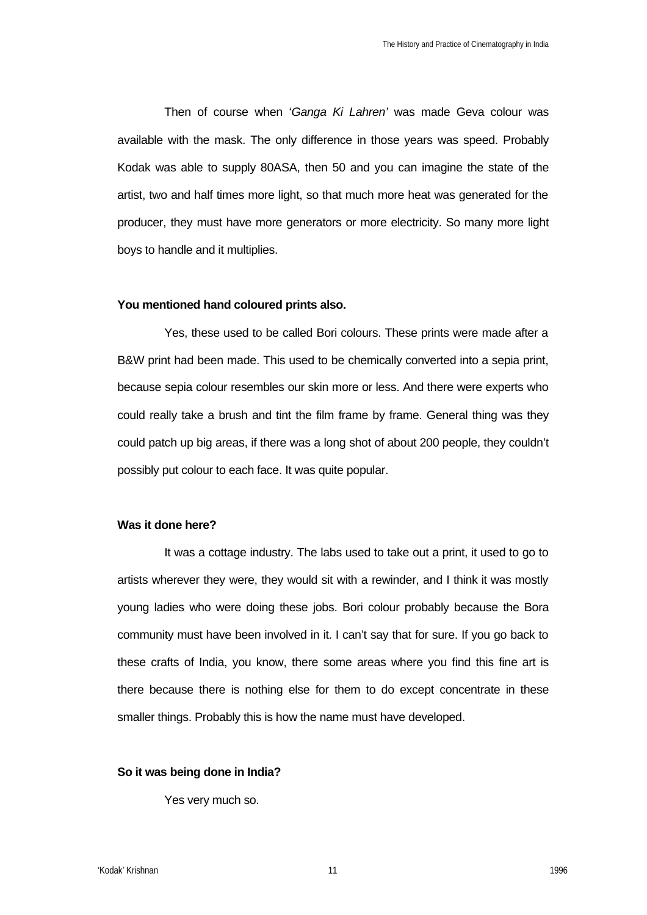Then of course when '*Ganga Ki Lahren'* was made Geva colour was available with the mask. The only difference in those years was speed. Probably Kodak was able to supply 80ASA, then 50 and you can imagine the state of the artist, two and half times more light, so that much more heat was generated for the producer, they must have more generators or more electricity. So many more light boys to handle and it multiplies.

**You mentioned hand coloured prints also.**

Yes, these used to be called Bori colours. These prints were made after a B&W print had been made. This used to be chemically converted into a sepia print, because sepia colour resembles our skin more or less. And there were experts who could really take a brush and tint the film frame by frame. General thing was they could patch up big areas, if there was a long shot of about 200 people, they couldn't possibly put colour to each face. It was quite popular.

**Was it done here?**

It was a cottage industry. The labs used to take out a print, it used to go to artists wherever they were, they would sit with a rewinder, and I think it was mostly young ladies who were doing these jobs. Bori colour probably because the Bora community must have been involved in it. I can't say that for sure. If you go back to these crafts of India, you know, there some areas where you find this fine art is there because there is nothing else for them to do except concentrate in these smaller things. Probably this is how the name must have developed.

**So it was being done in India?**

Yes very much so.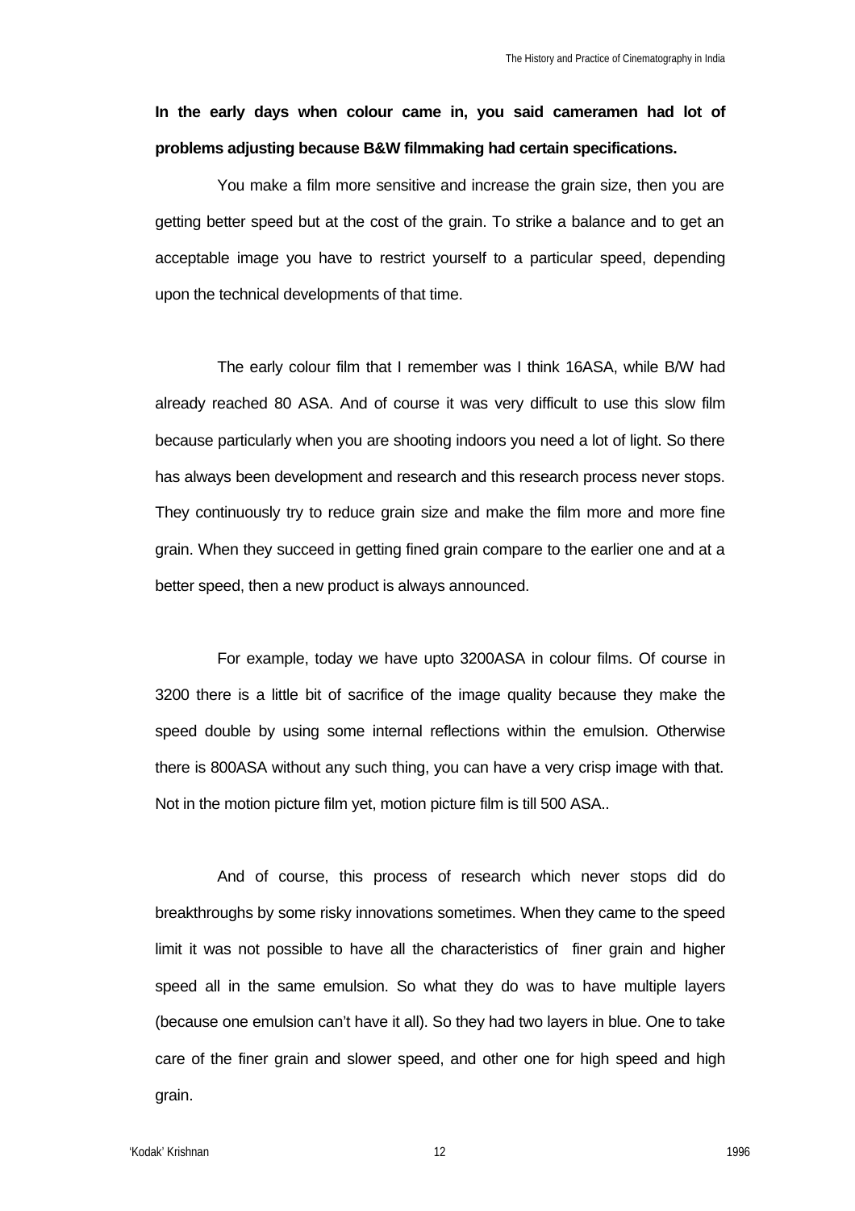**In the early days when colour came in, you said cameramen had lot of problems adjusting because B&W filmmaking had certain specifications.**

You make a film more sensitive and increase the grain size, then you are getting better speed but at the cost of the grain. To strike a balance and to get an acceptable image you have to restrict yourself to a particular speed, depending upon the technical developments of that time.

The early colour film that I remember was I think 16ASA, while B/W had already reached 80 ASA. And of course it was very difficult to use this slow film because particularly when you are shooting indoors you need a lot of light. So there has always been development and research and this research process never stops. They continuously try to reduce grain size and make the film more and more fine grain. When they succeed in getting fined grain compare to the earlier one and at a better speed, then a new product is always announced.

For example, today we have upto 3200ASA in colour films. Of course in 3200 there is a little bit of sacrifice of the image quality because they make the speed double by using some internal reflections within the emulsion. Otherwise there is 800ASA without any such thing, you can have a very crisp image with that. Not in the motion picture film yet, motion picture film is till 500 ASA..

And of course, this process of research which never stops did do breakthroughs by some risky innovations sometimes. When they came to the speed limit it was not possible to have all the characteristics of finer grain and higher speed all in the same emulsion. So what they do was to have multiple layers (because one emulsion can't have it all). So they had two layers in blue. One to take care of the finer grain and slower speed, and other one for high speed and high grain.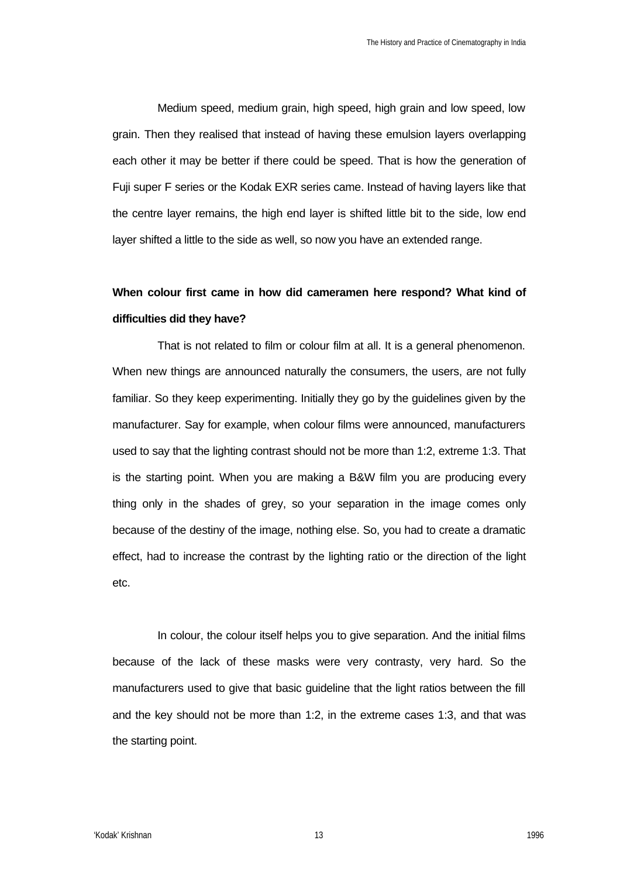Medium speed, medium grain, high speed, high grain and low speed, low grain. Then they realised that instead of having these emulsion layers overlapping each other it may be better if there could be speed. That is how the generation of Fuji super F series or the Kodak EXR series came. Instead of having layers like that the centre layer remains, the high end layer is shifted little bit to the side, low end layer shifted a little to the side as well, so now you have an extended range.

**When colour first came in how did cameramen here respond? What kind of difficulties did they have?**

That is not related to film or colour film at all. It is a general phenomenon. When new things are announced naturally the consumers, the users, are not fully familiar. So they keep experimenting. Initially they go by the guidelines given by the manufacturer. Say for example, when colour films were announced, manufacturers used to say that the lighting contrast should not be more than 1:2, extreme 1:3. That is the starting point. When you are making a B&W film you are producing every thing only in the shades of grey, so your separation in the image comes only because of the destiny of the image, nothing else. So, you had to create a dramatic effect, had to increase the contrast by the lighting ratio or the direction of the light etc.

In colour, the colour itself helps you to give separation. And the initial films because of the lack of these masks were very contrasty, very hard. So the manufacturers used to give that basic guideline that the light ratios between the fill and the key should not be more than 1:2, in the extreme cases 1:3, and that was the starting point.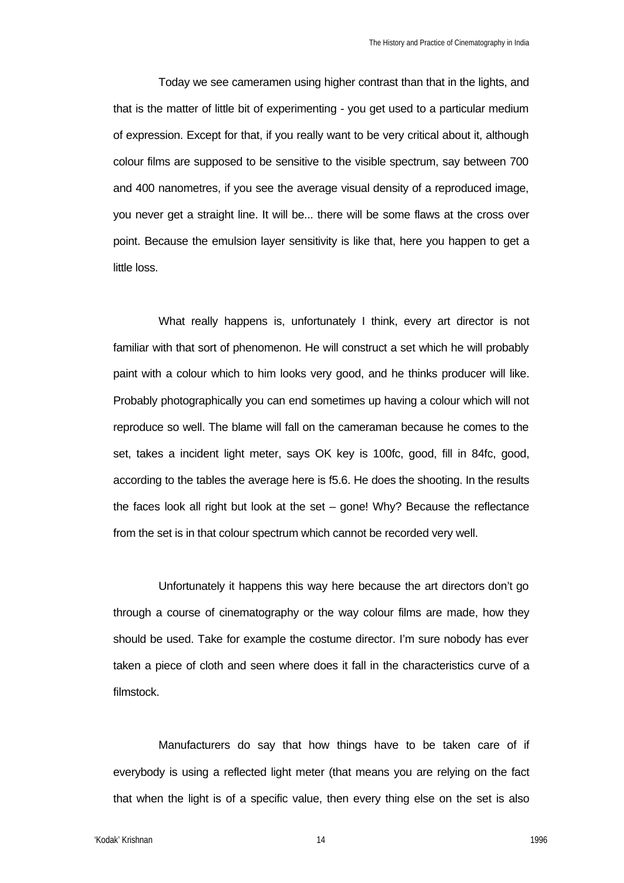Today we see cameramen using higher contrast than that in the lights, and that is the matter of little bit of experimenting - you get used to a particular medium of expression. Except for that, if you really want to be very critical about it, although colour films are supposed to be sensitive to the visible spectrum, say between 700 and 400 nanometres, if you see the average visual density of a reproduced image, you never get a straight line. It will be... there will be some flaws at the cross over point. Because the emulsion layer sensitivity is like that, here you happen to get a little loss.

What really happens is, unfortunately I think, every art director is not familiar with that sort of phenomenon. He will construct a set which he will probably paint with a colour which to him looks very good, and he thinks producer will like. Probably photographically you can end sometimes up having a colour which will not reproduce so well. The blame will fall on the cameraman because he comes to the set, takes a incident light meter, says OK key is 100fc, good, fill in 84fc, good, according to the tables the average here is f5.6. He does the shooting. In the results the faces look all right but look at the set – gone! Why? Because the reflectance from the set is in that colour spectrum which cannot be recorded very well.

Unfortunately it happens this way here because the art directors don't go through a course of cinematography or the way colour films are made, how they should be used. Take for example the costume director. I'm sure nobody has ever taken a piece of cloth and seen where does it fall in the characteristics curve of a filmstock.

Manufacturers do say that how things have to be taken care of if everybody is using a reflected light meter (that means you are relying on the fact that when the light is of a specific value, then every thing else on the set is also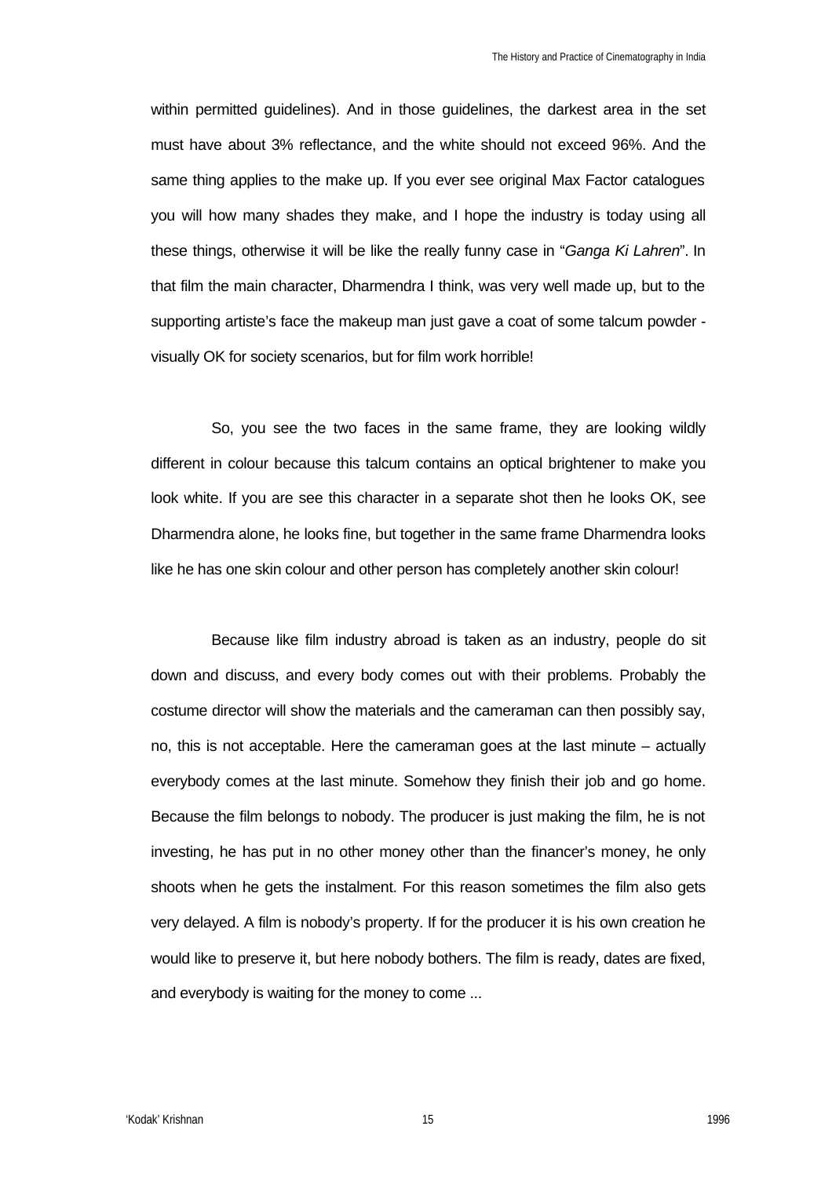within permitted guidelines). And in those guidelines, the darkest area in the set must have about 3% reflectance, and the white should not exceed 96%. And the same thing applies to the make up. If you ever see original Max Factor catalogues you will how many shades they make, and I hope the industry is today using all these things, otherwise it will be like the really funny case in "*Ganga Ki Lahren*". In that film the main character, Dharmendra I think, was very well made up, but to the supporting artiste's face the makeup man just gave a coat of some talcum powder - visually OK for society scenarios, but for film work horrible!

So, you see the two faces in the same frame, they are looking wildly different in colour because this talcum contains an optical brightener to make you look white. If you are see this character in a separate shot then he looks OK, see Dharmendra alone, he looks fine, but together in the same frame Dharmendra looks like he has one skin colour and other person has completely another skin colour!

Because like film industry abroad is taken as an industry, people do sit down and discuss, and every body comes out with their problems. Probably the costume director will show the materials and the cameraman can then possibly say, no, this is not acceptable. Here the cameraman goes at the last minute – actually everybody comes at the last minute. Somehow they finish their job and go home. Because the film belongs to nobody. The producer is just making the film, he is not investing, he has put in no other money other than the financer's money, he only shoots when he gets the instalment. For this reason sometimes the film also gets very delayed. A film is nobody's property. If for the producer it is his own creation he would like to preserve it, but here nobody bothers. The film is ready, dates are fixed, and everybody is waiting for the money to come ...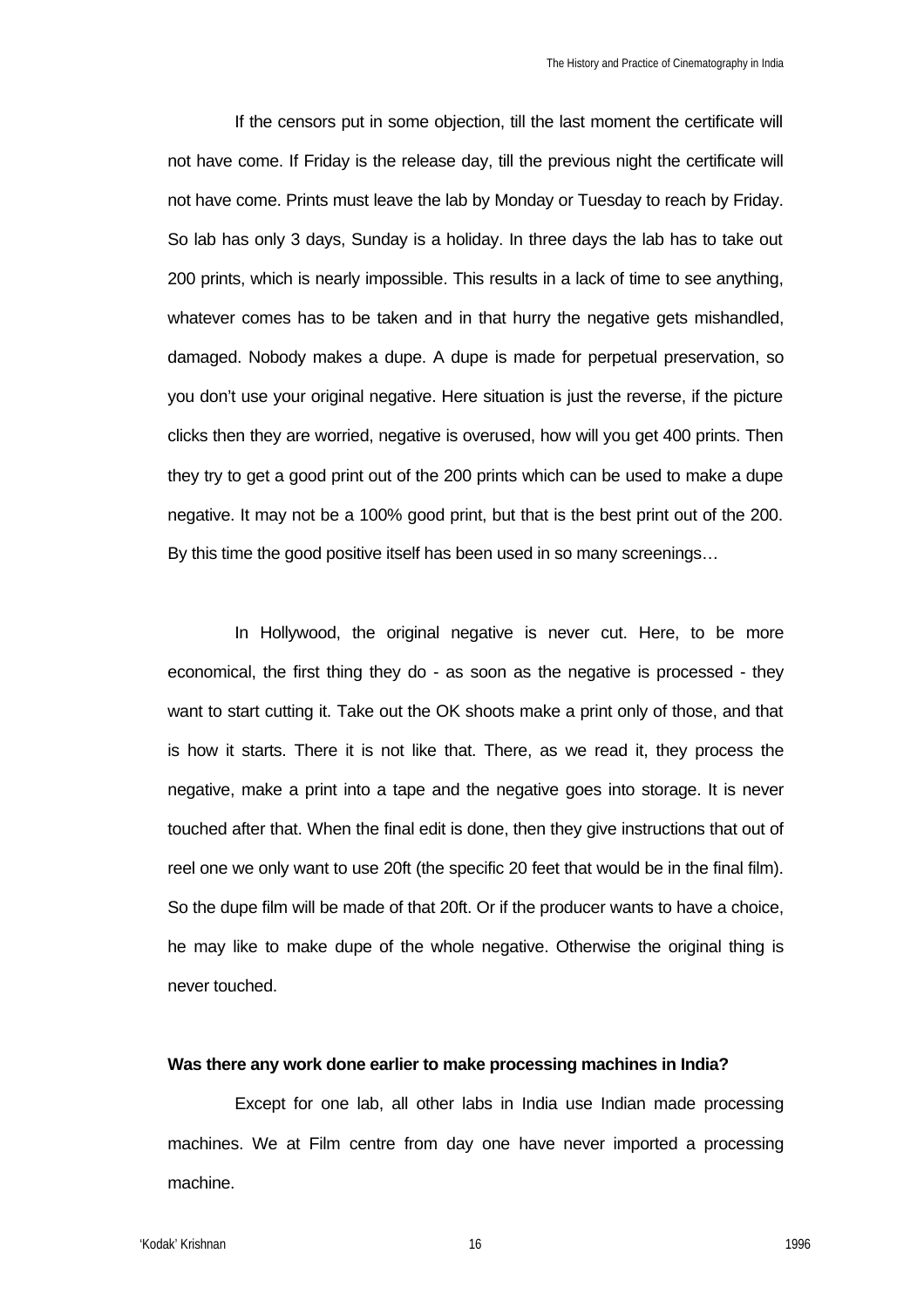If the censors put in some objection, till the last moment the certificate will not have come. If Friday is the release day, till the previous night the certificate will not have come. Prints must leave the lab by Monday or Tuesday to reach by Friday. So lab has only 3 days, Sunday is a holiday. In three days the lab has to take out 200 prints, which is nearly impossible. This results in a lack of time to see anything, whatever comes has to be taken and in that hurry the negative gets mishandled, damaged. Nobody makes a dupe. A dupe is made for perpetual preservation, so you don't use your original negative. Here situation is just the reverse, if the picture clicks then they are worried, negative is overused, how will you get 400 prints. Then they try to get a good print out of the 200 prints which can be used to make a dupe negative. It may not be a 100% good print, but that is the best print out of the 200. By this time the good positive itself has been used in so many screenings…

In Hollywood, the original negative is never cut. Here, to be more economical, the first thing they do - as soon as the negative is processed - they want to start cutting it. Take out the OK shoots make a print only of those, and that is how it starts. There it is not like that. There, as we read it, they process the negative, make a print into a tape and the negative goes into storage. It is never touched after that. When the final edit is done, then they give instructions that out of reel one we only want to use 20ft (the specific 20 feet that would be in the final film). So the dupe film will be made of that 20ft. Or if the producer wants to have a choice, he may like to make dupe of the whole negative. Otherwise the original thing is never touched.

**Was there any work done earlier to make processing machines in India?**

Except for one lab, all other labs in India use Indian made processing machines. We at Film centre from day one have never imported a processing machine.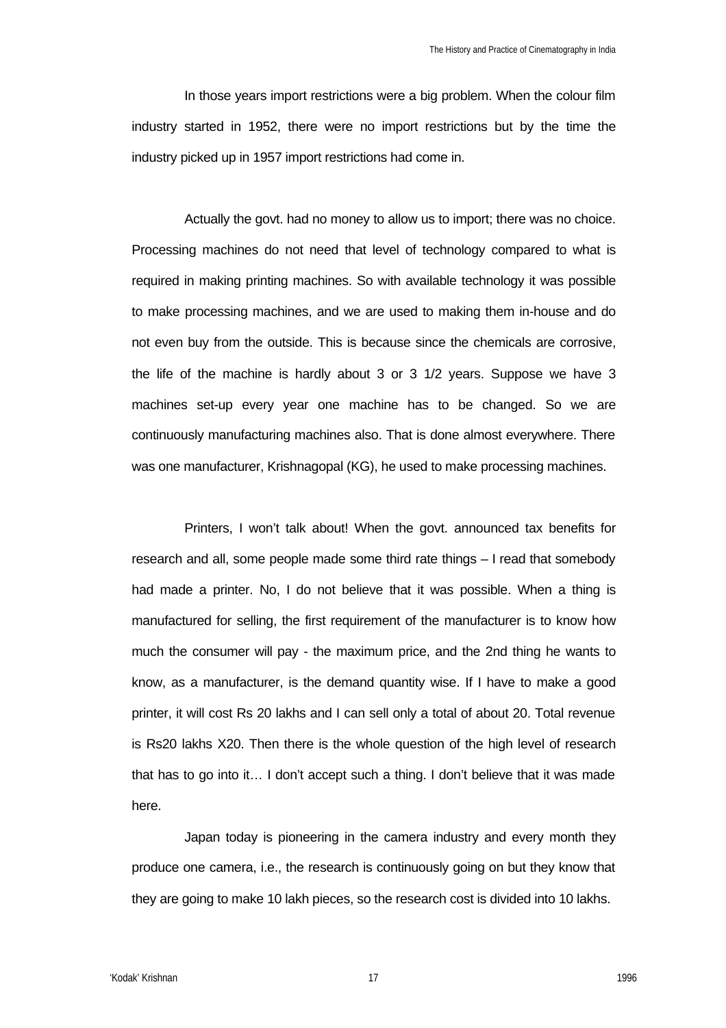In those years import restrictions were a big problem. When the colour film industry started in 1952, there were no import restrictions but by the time the industry picked up in 1957 import restrictions had come in.

Actually the govt. had no money to allow us to import; there was no choice. Processing machines do not need that level of technology compared to what is required in making printing machines. So with available technology it was possible to make processing machines, and we are used to making them in-house and do not even buy from the outside. This is because since the chemicals are corrosive, the life of the machine is hardly about 3 or 3 1/2 years. Suppose we have 3 machines set-up every year one machine has to be changed. So we are continuously manufacturing machines also. That is done almost everywhere. There was one manufacturer, Krishnagopal (KG), he used to make processing machines.

Printers, I won't talk about! When the govt. announced tax benefits for research and all, some people made some third rate things – I read that somebody had made a printer. No, I do not believe that it was possible. When a thing is manufactured for selling, the first requirement of the manufacturer is to know how much the consumer will pay - the maximum price, and the 2nd thing he wants to know, as a manufacturer, is the demand quantity wise. If I have to make a good printer, it will cost Rs 20 lakhs and I can sell only a total of about 20. Total revenue is Rs20 lakhs X20. Then there is the whole question of the high level of research that has to go into it… I don't accept such a thing. I don't believe that it was made here.

Japan today is pioneering in the camera industry and every month they produce one camera, i.e., the research is continuously going on but they know that they are going to make 10 lakh pieces, so the research cost is divided into 10 lakhs.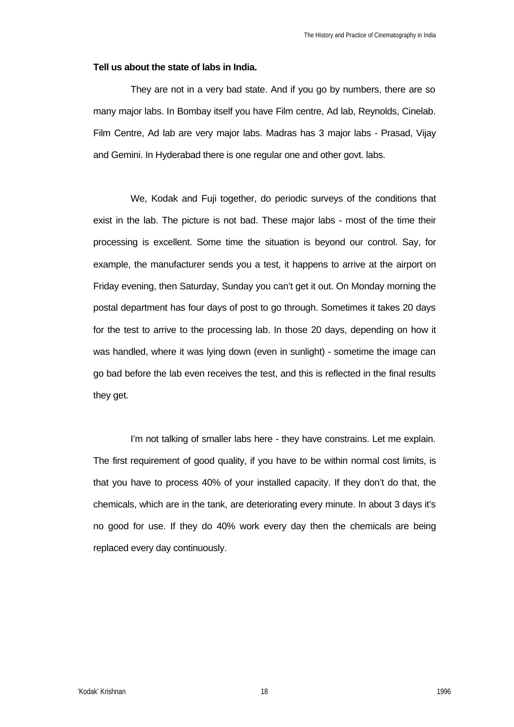**Tell us about the state of labs in India.**

They are not in a very bad state. And if you go by numbers, there are so many major labs. In Bombay itself you have Film centre, Ad lab, Reynolds, Cinelab. Film Centre, Ad lab are very major labs. Madras has 3 major labs - Prasad, Vijay and Gemini. In Hyderabad there is one regular one and other govt. labs.

We, Kodak and Fuji together, do periodic surveys of the conditions that exist in the lab. The picture is not bad. These major labs - most of the time their processing is excellent. Some time the situation is beyond our control. Say, for example, the manufacturer sends you a test, it happens to arrive at the airport on Friday evening, then Saturday, Sunday you can't get it out. On Monday morning the postal department has four days of post to go through. Sometimes it takes 20 days for the test to arrive to the processing lab. In those 20 days, depending on how it was handled, where it was lying down (even in sunlight) - sometime the image can go bad before the lab even receives the test, and this is reflected in the final results they get.

I'm not talking of smaller labs here - they have constrains. Let me explain. The first requirement of good quality, if you have to be within normal cost limits, is that you have to process 40% of your installed capacity. If they don't do that, the chemicals, which are in the tank, are deteriorating every minute. In about 3 days it's no good for use. If they do 40% work every day then the chemicals are being replaced every day continuously.